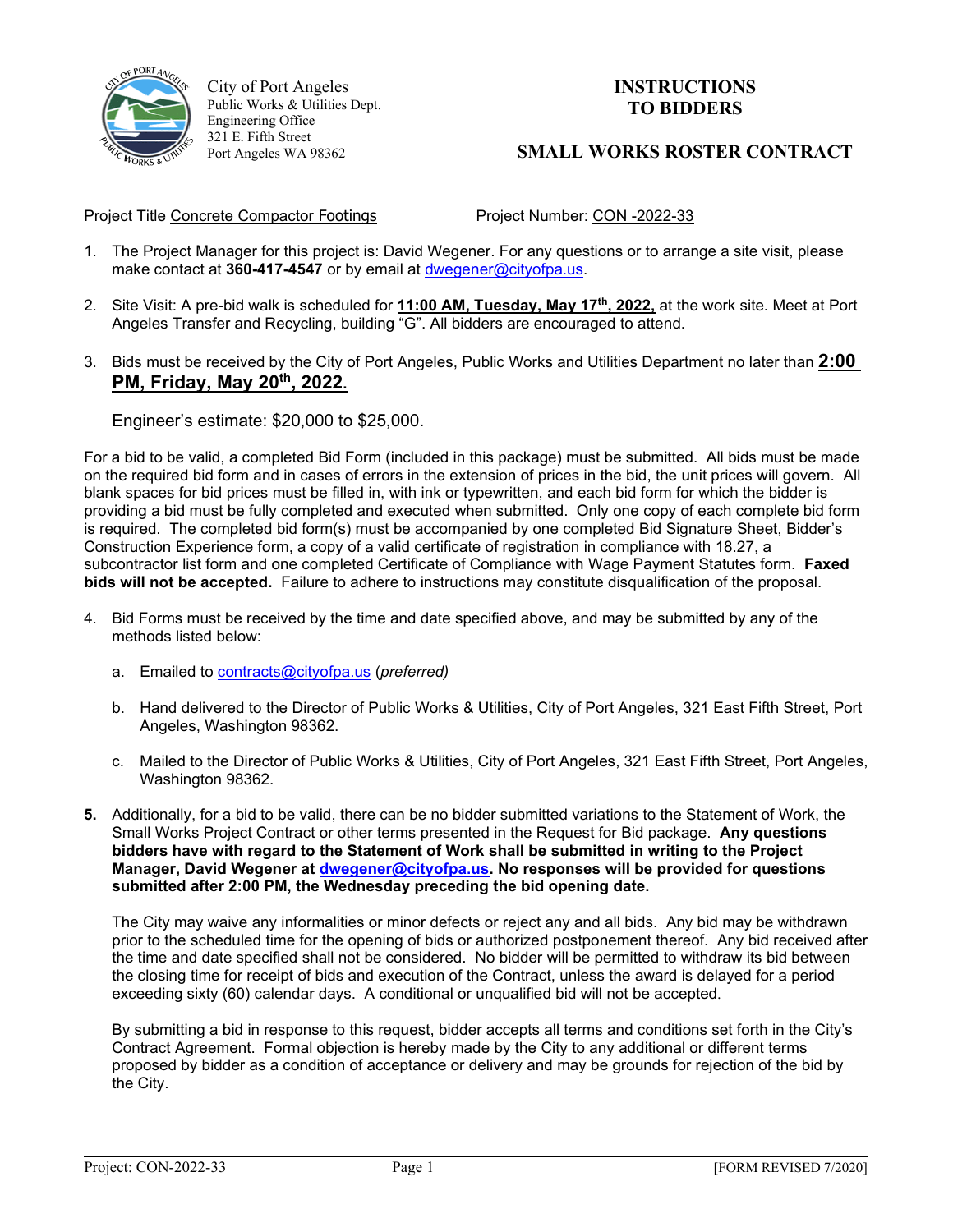City of Port Angeles
Public Works & Utilities Dept.
Engineering Office
321 E. Fifth Street
Port Angeles WA 98362

# INSTRUCTIONS TO BIDDERS

## SMALL WORKS ROSTER CONTRACT

Project Title Concrete Compactor Footings Project Number: CON -2022-33

1. The Project Manager for this project is: David Wegener. For any questions or to arrange a site visit, please make contact at **360-417-4547** or by email at dwegener@cityofpa.us.

2. Site Visit: A pre-bid walk is scheduled for **11:00 AM, Tuesday, May 17th, 2022,** at the work site. Meet at Port Angeles Transfer and Recycling, building "G". All bidders are encouraged to attend.

3. Bids must be received by the City of Port Angeles, Public Works and Utilities Department no later than **2:00 PM, Friday, May 20th, 2022.**

   Engineer's estimate: $20,000 to $25,000.

For a bid to be valid, a completed Bid Form (included in this package) must be submitted. All bids must be made on the required bid form and in cases of errors in the extension of prices in the bid, the unit prices will govern. All blank spaces for bid prices must be filled in, with ink or typewritten, and each bid form for which the bidder is providing a bid must be fully completed and executed when submitted. Only one copy of each complete bid form is required. The completed bid form(s) must be accompanied by one completed Bid Signature Sheet, Bidder's Construction Experience form, a copy of a valid certificate of registration in compliance with 18.27, a subcontractor list form and one completed Certificate of Compliance with Wage Payment Statutes form. **Faxed bids will not be accepted.** Failure to adhere to instructions may constitute disqualification of the proposal.

4. Bid Forms must be received by the time and date specified above, and may be submitted by any of the methods listed below:

   a. Emailed to contracts@cityofpa.us (*preferred)*

   b. Hand delivered to the Director of Public Works & Utilities, City of Port Angeles, 321 East Fifth Street, Port Angeles, Washington 98362.

   c. Mailed to the Director of Public Works & Utilities, City of Port Angeles, 321 East Fifth Street, Port Angeles, Washington 98362.

5. Additionally, for a bid to be valid, there can be no bidder submitted variations to the Statement of Work, the Small Works Project Contract or other terms presented in the Request for Bid package. **Any questions bidders have with regard to the Statement of Work shall be submitted in writing to the Project Manager, David Wegener at dwegener@cityofpa.us. No responses will be provided for questions submitted after 2:00 PM, the Wednesday preceding the bid opening date.**

   The City may waive any informalities or minor defects or reject any and all bids. Any bid may be withdrawn prior to the scheduled time for the opening of bids or authorized postponement thereof. Any bid received after the time and date specified shall not be considered. No bidder will be permitted to withdraw its bid between the closing time for receipt of bids and execution of the Contract, unless the award is delayed for a period exceeding sixty (60) calendar days. A conditional or unqualified bid will not be accepted.

   By submitting a bid in response to this request, bidder accepts all terms and conditions set forth in the City's Contract Agreement. Formal objection is hereby made by the City to any additional or different terms proposed by bidder as a condition of acceptance or delivery and may be grounds for rejection of the bid by the City.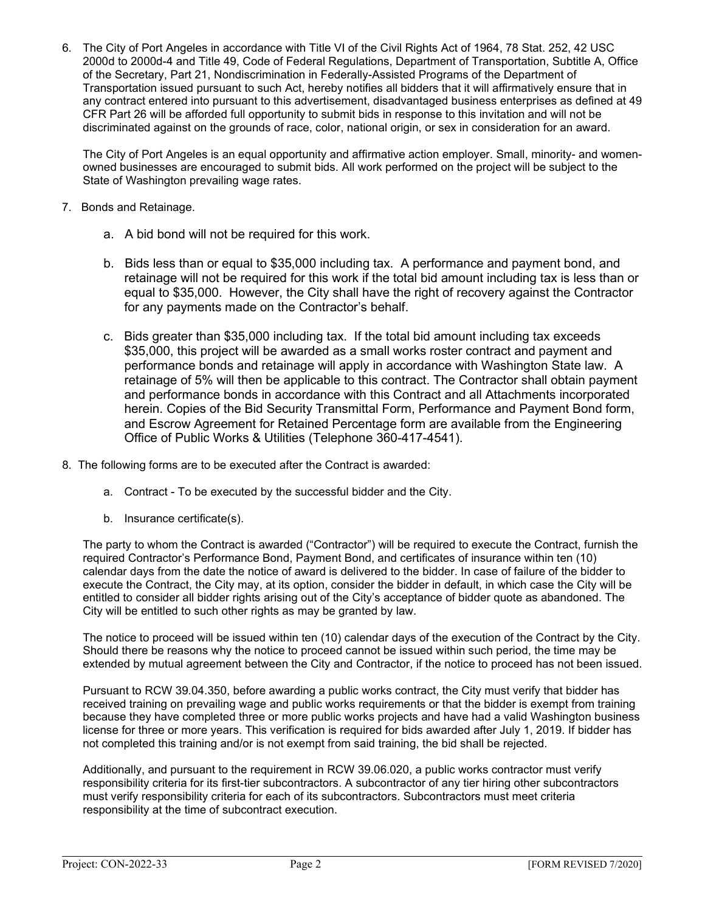6. The City of Port Angeles in accordance with Title VI of the Civil Rights Act of 1964, 78 Stat. 252, 42 USC 2000d to 2000d-4 and Title 49, Code of Federal Regulations, Department of Transportation, Subtitle A, Office of the Secretary, Part 21, Nondiscrimination in Federally-Assisted Programs of the Department of Transportation issued pursuant to such Act, hereby notifies all bidders that it will affirmatively ensure that in any contract entered into pursuant to this advertisement, disadvantaged business enterprises as defined at 49 CFR Part 26 will be afforded full opportunity to submit bids in response to this invitation and will not be discriminated against on the grounds of race, color, national origin, or sex in consideration for an award.

   The City of Port Angeles is an equal opportunity and affirmative action employer. Small, minority- and women-owned businesses are encouraged to submit bids. All work performed on the project will be subject to the State of Washington prevailing wage rates.

7. Bonds and Retainage.

   a. A bid bond will not be required for this work.

   b. Bids less than or equal to $35,000 including tax. A performance and payment bond, and retainage will not be required for this work if the total bid amount including tax is less than or equal to $35,000. However, the City shall have the right of recovery against the Contractor for any payments made on the Contractor's behalf.

   c. Bids greater than $35,000 including tax. If the total bid amount including tax exceeds $35,000, this project will be awarded as a small works roster contract and payment and performance bonds and retainage will apply in accordance with Washington State law. A retainage of 5% will then be applicable to this contract. The Contractor shall obtain payment and performance bonds in accordance with this Contract and all Attachments incorporated herein. Copies of the Bid Security Transmittal Form, Performance and Payment Bond form, and Escrow Agreement for Retained Percentage form are available from the Engineering Office of Public Works & Utilities (Telephone 360-417-4541).

8. The following forms are to be executed after the Contract is awarded:

   a. Contract - To be executed by the successful bidder and the City.

   b. Insurance certificate(s).

   The party to whom the Contract is awarded ("Contractor") will be required to execute the Contract, furnish the required Contractor's Performance Bond, Payment Bond, and certificates of insurance within ten (10) calendar days from the date the notice of award is delivered to the bidder. In case of failure of the bidder to execute the Contract, the City may, at its option, consider the bidder in default, in which case the City will be entitled to consider all bidder rights arising out of the City's acceptance of bidder quote as abandoned. The City will be entitled to such other rights as may be granted by law.

   The notice to proceed will be issued within ten (10) calendar days of the execution of the Contract by the City. Should there be reasons why the notice to proceed cannot be issued within such period, the time may be extended by mutual agreement between the City and Contractor, if the notice to proceed has not been issued.

   Pursuant to RCW 39.04.350, before awarding a public works contract, the City must verify that bidder has received training on prevailing wage and public works requirements or that the bidder is exempt from training because they have completed three or more public works projects and have had a valid Washington business license for three or more years. This verification is required for bids awarded after July 1, 2019. If bidder has not completed this training and/or is not exempt from said training, the bid shall be rejected.

   Additionally, and pursuant to the requirement in RCW 39.06.020, a public works contractor must verify responsibility criteria for its first-tier subcontractors. A subcontractor of any tier hiring other subcontractors must verify responsibility criteria for each of its subcontractors. Subcontractors must meet criteria responsibility at the time of subcontract execution.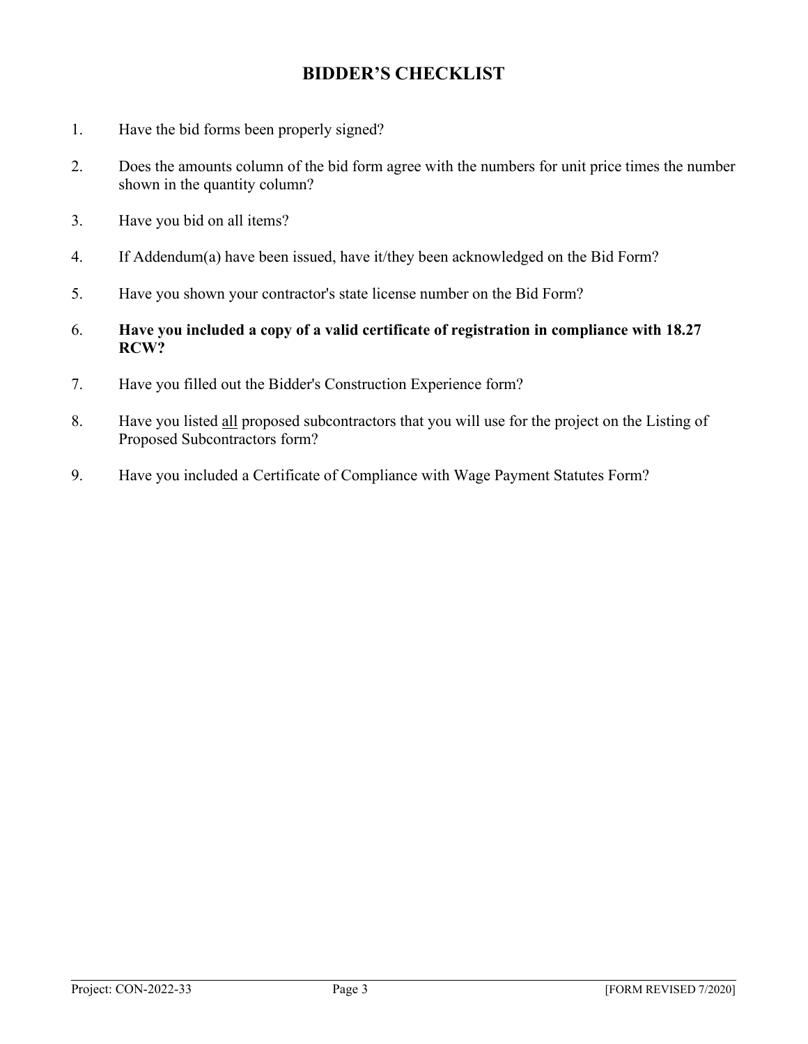# BIDDER'S CHECKLIST

1. Have the bid forms been properly signed?

2. Does the amounts column of the bid form agree with the numbers for unit price times the number shown in the quantity column?

3. Have you bid on all items?

4. If Addendum(a) have been issued, have it/they been acknowledged on the Bid Form?

5. Have you shown your contractor's state license number on the Bid Form?

6. **Have you included a copy of a valid certificate of registration in compliance with 18.27 RCW?**

7. Have you filled out the Bidder's Construction Experience form?

8. Have you listed <u>all</u> proposed subcontractors that you will use for the project on the Listing of Proposed Subcontractors form?

9. Have you included a Certificate of Compliance with Wage Payment Statutes Form?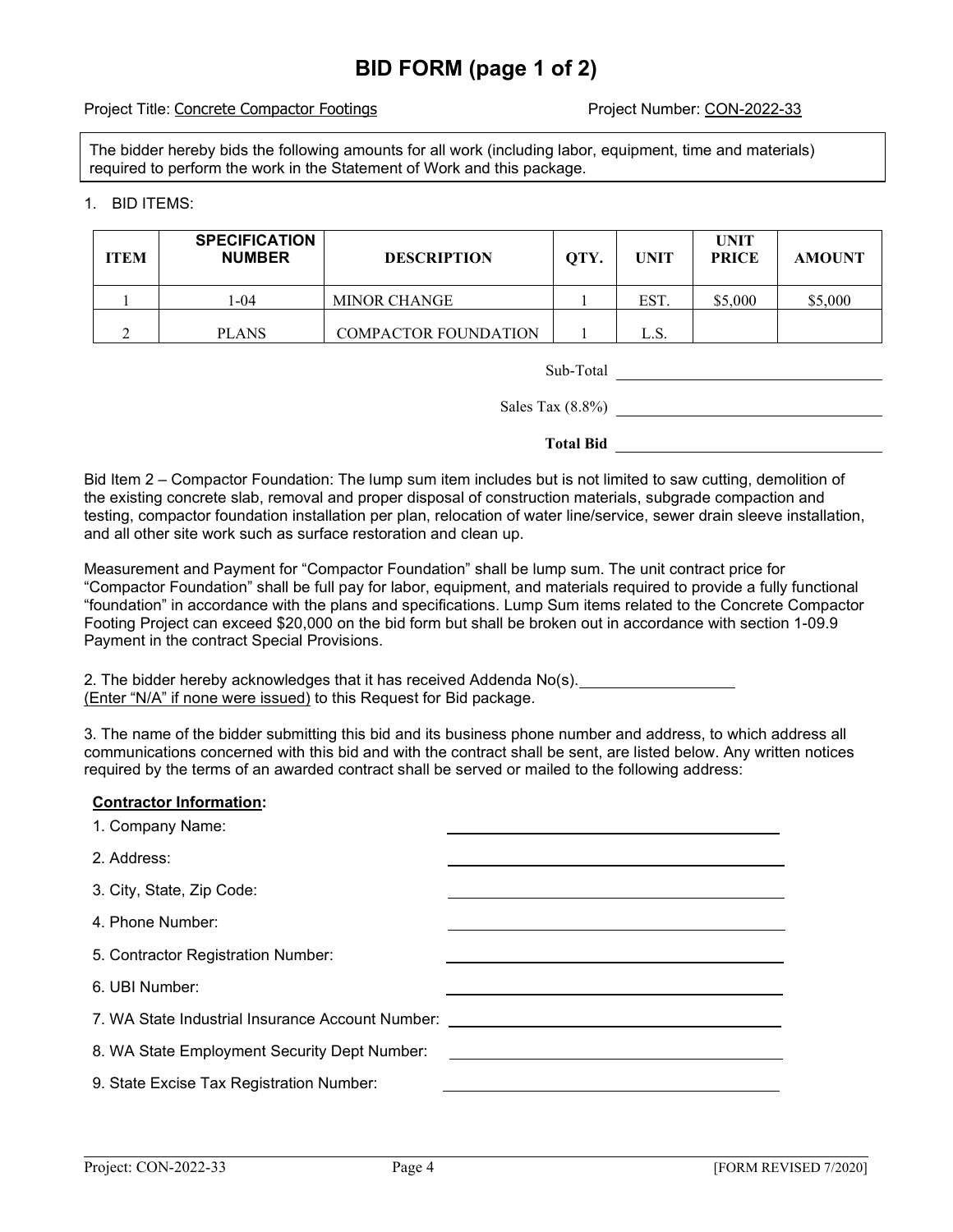# BID FORM (page 1 of 2)

Project Title: Concrete Compactor Footings　　　　Project Number: CON-2022-33

The bidder hereby bids the following amounts for all work (including labor, equipment, time and materials) required to perform the work in the Statement of Work and this package.

1. BID ITEMS:

| ITEM | SPECIFICATION NUMBER | DESCRIPTION | QTY. | UNIT | UNIT PRICE | AMOUNT |
|---|---|---|---|---|---|---|
| 1 | 1-04 | MINOR CHANGE | 1 | EST. | $5,000 | $5,000 |
| 2 | PLANS | COMPACTOR FOUNDATION | 1 | L.S. | | |

Sub-Total ______________________

Sales Tax (8.8%) ______________________

**Total Bid** ______________________

Bid Item 2 – Compactor Foundation: The lump sum item includes but is not limited to saw cutting, demolition of the existing concrete slab, removal and proper disposal of construction materials, subgrade compaction and testing, compactor foundation installation per plan, relocation of water line/service, sewer drain sleeve installation, and all other site work such as surface restoration and clean up.

Measurement and Payment for "Compactor Foundation" shall be lump sum. The unit contract price for "Compactor Foundation" shall be full pay for labor, equipment, and materials required to provide a fully functional "foundation" in accordance with the plans and specifications. Lump Sum items related to the Concrete Compactor Footing Project can exceed $20,000 on the bid form but shall be broken out in accordance with section 1-09.9 Payment in the contract Special Provisions.

2. The bidder hereby acknowledges that it has received Addenda No(s). ______________
(Enter "N/A" if none were issued) to this Request for Bid package.

3. The name of the bidder submitting this bid and its business phone number and address, to which address all communications concerned with this bid and with the contract shall be sent, are listed below. Any written notices required by the terms of an awarded contract shall be served or mailed to the following address:

**Contractor Information:**

1. Company Name: ______________________
2. Address: ______________________
3. City, State, Zip Code: ______________________
4. Phone Number: ______________________
5. Contractor Registration Number: ______________________
6. UBI Number: ______________________
7. WA State Industrial Insurance Account Number: ______________________
8. WA State Employment Security Dept Number: ______________________
9. State Excise Tax Registration Number: ______________________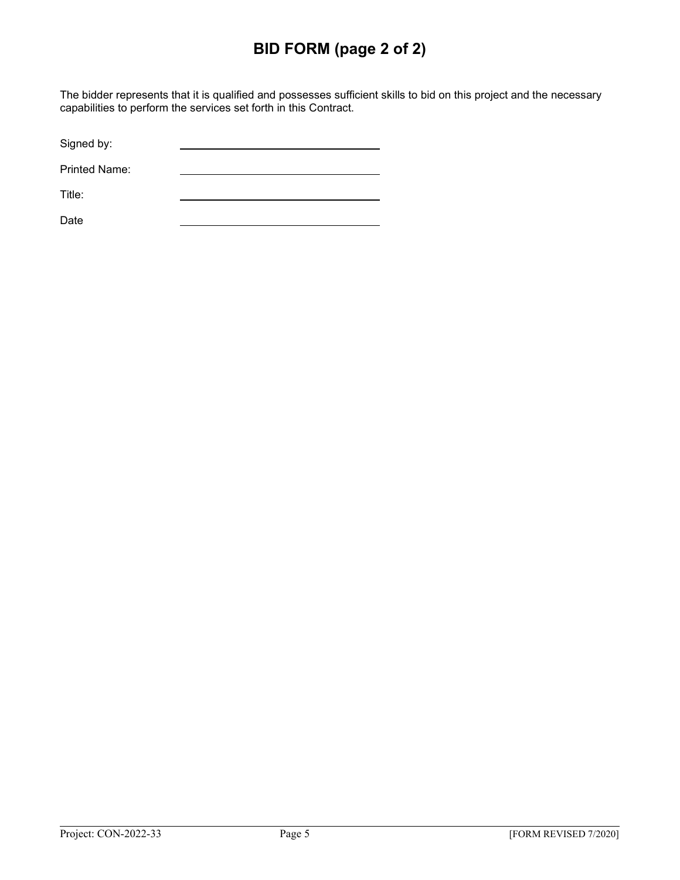# BID FORM (page 2 of 2)

The bidder represents that it is qualified and possesses sufficient skills to bid on this project and the necessary capabilities to perform the services set forth in this Contract.

Signed by: ______________________________

Printed Name: ______________________________

Title: ______________________________

Date ______________________________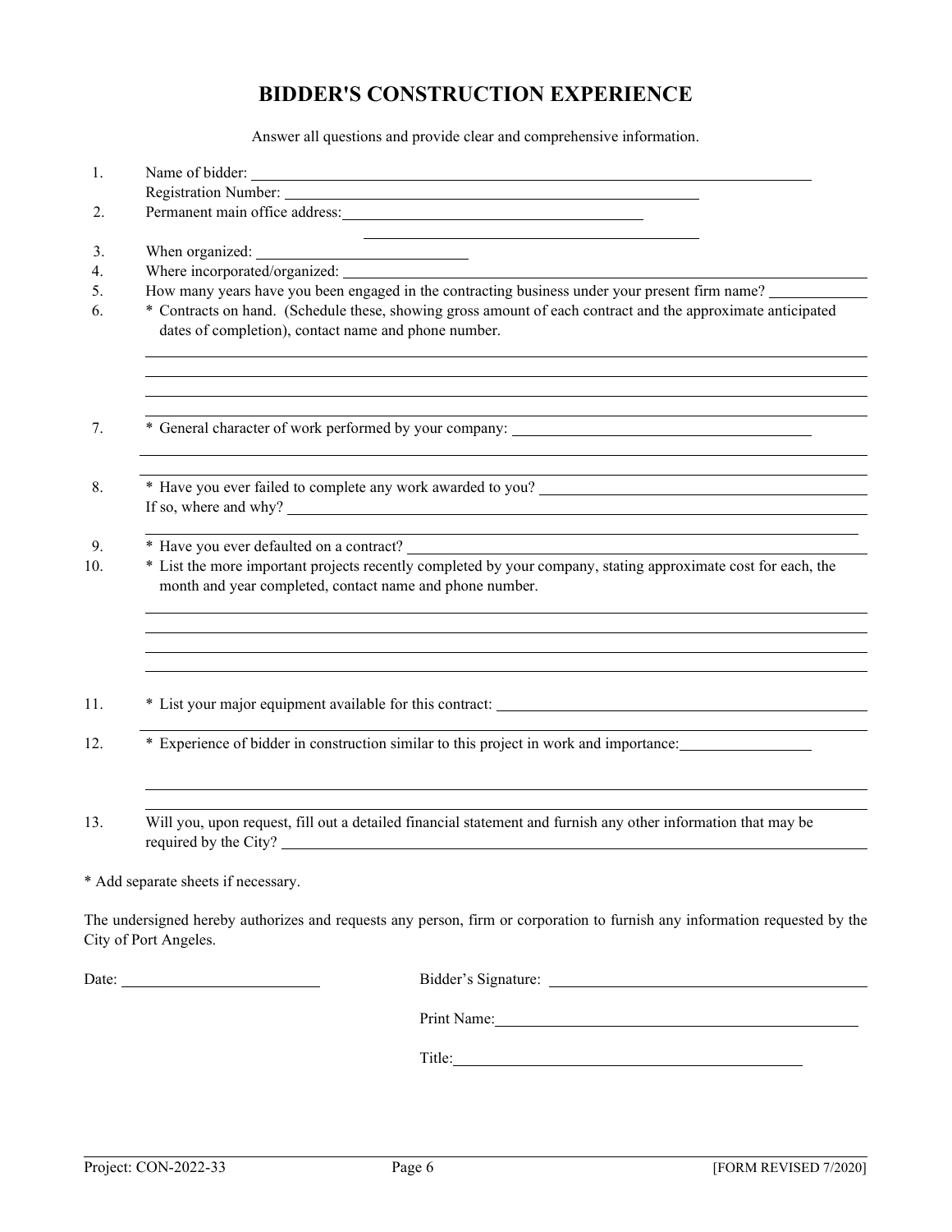# BIDDER'S CONSTRUCTION EXPERIENCE

Answer all questions and provide clear and comprehensive information.

1. Name of bidder: ______________________________

   Registration Number: ______________________________

2. Permanent main office address: ______________________________

   ______________________________

3. When organized: ______________________________

4. Where incorporated/organized: ______________________________

5. How many years have you been engaged in the contracting business under your present firm name? __________

6. * Contracts on hand. (Schedule these, showing gross amount of each contract and the approximate anticipated dates of completion), contact name and phone number.

   ______________________________

   ______________________________

   ______________________________

   ______________________________

7. * General character of work performed by your company: ______________________________

   ______________________________

   ______________________________

8. * Have you ever failed to complete any work awarded to you? ______________________________

   If so, where and why? ______________________________

   ______________________________

9. * Have you ever defaulted on a contract? ______________________________

10. * List the more important projects recently completed by your company, stating approximate cost for each, the month and year completed, contact name and phone number.

    ______________________________

    ______________________________

    ______________________________

    ______________________________

11. * List your major equipment available for this contract: ______________________________

    ______________________________

12. * Experience of bidder in construction similar to this project in work and importance: __________

    ______________________________

    ______________________________

13. Will you, upon request, fill out a detailed financial statement and furnish any other information that may be required by the City? ______________________________

\* Add separate sheets if necessary.

The undersigned hereby authorizes and requests any person, firm or corporation to furnish any information requested by the City of Port Angeles.

Date: ____________________ Bidder's Signature: ______________________________

Print Name: ______________________________

Title: ______________________________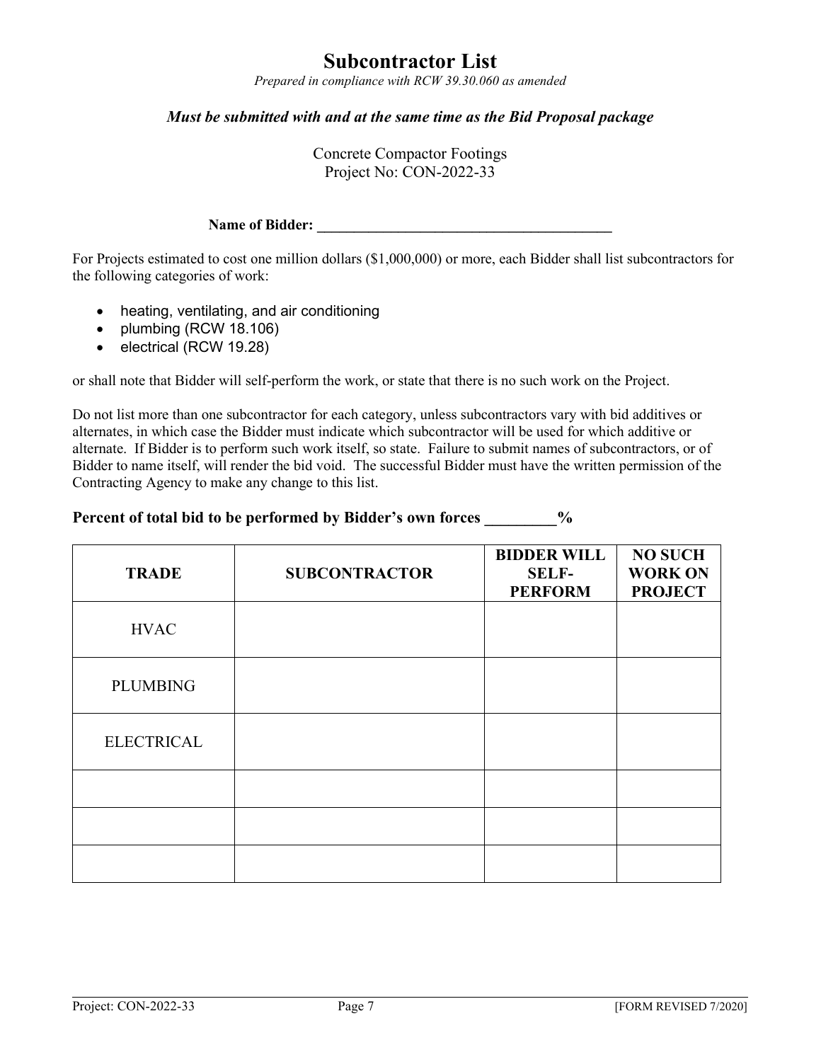# Subcontractor List

*Prepared in compliance with RCW 39.30.060 as amended*

***Must be submitted with and at the same time as the Bid Proposal package***

Concrete Compactor Footings
Project No: CON-2022-33

**Name of Bidder: ________________________________________**

For Projects estimated to cost one million dollars ($1,000,000) or more, each Bidder shall list subcontractors for the following categories of work:

- heating, ventilating, and air conditioning
- plumbing (RCW 18.106)
- electrical (RCW 19.28)

or shall note that Bidder will self-perform the work, or state that there is no such work on the Project.

Do not list more than one subcontractor for each category, unless subcontractors vary with bid additives or alternates, in which case the Bidder must indicate which subcontractor will be used for which additive or alternate. If Bidder is to perform such work itself, so state. Failure to submit names of subcontractors, or of Bidder to name itself, will render the bid void. The successful Bidder must have the written permission of the Contracting Agency to make any change to this list.

**Percent of total bid to be performed by Bidder's own forces _________%**

| TRADE | SUBCONTRACTOR | BIDDER WILL SELF-PERFORM | NO SUCH WORK ON PROJECT |
|---|---|---|---|
| HVAC | | | |
| PLUMBING | | | |
| ELECTRICAL | | | |
| | | | |
| | | | |
| | | | |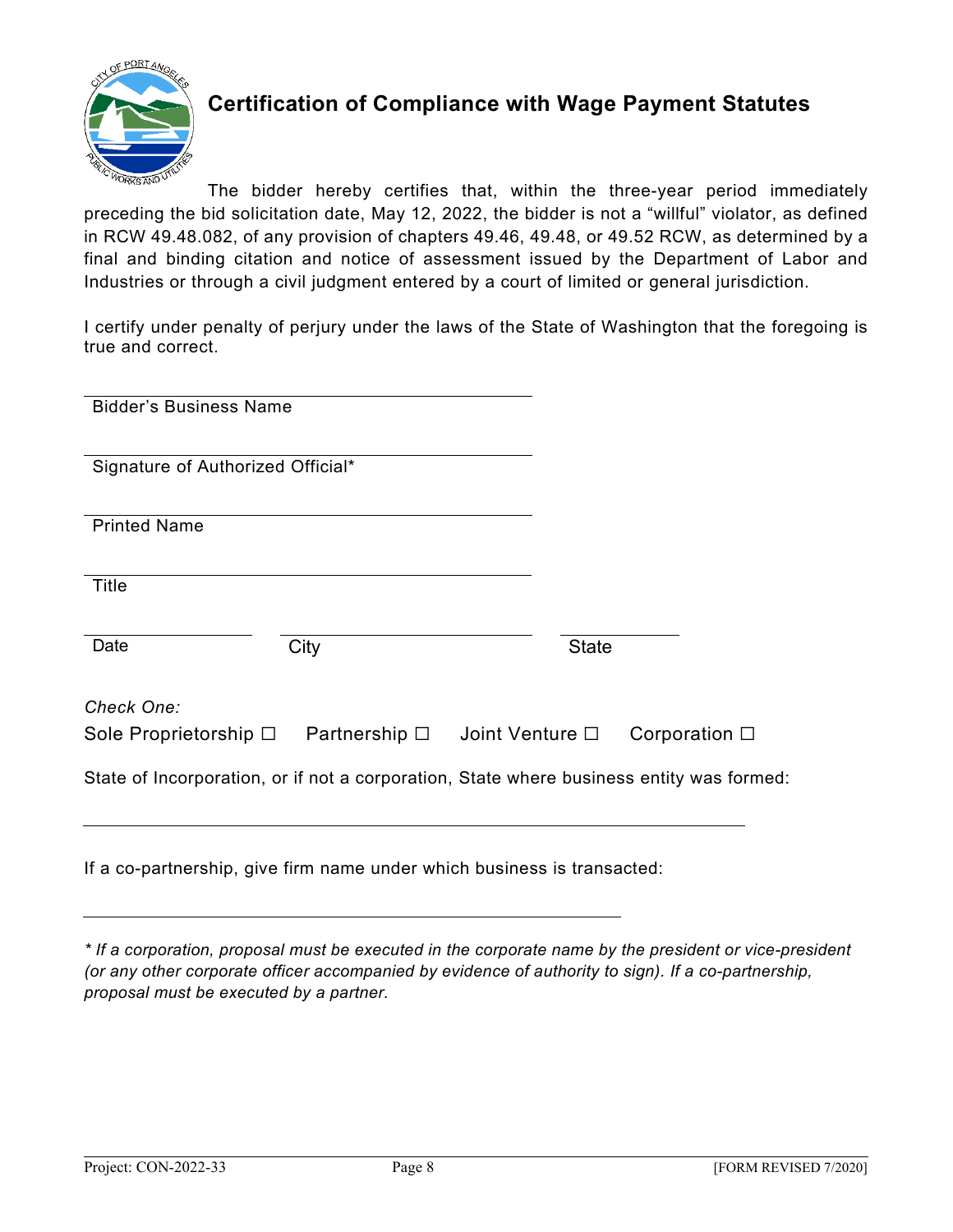# Certification of Compliance with Wage Payment Statutes

The bidder hereby certifies that, within the three-year period immediately preceding the bid solicitation date, May 12, 2022, the bidder is not a "willful" violator, as defined in RCW 49.48.082, of any provision of chapters 49.46, 49.48, or 49.52 RCW, as determined by a final and binding citation and notice of assessment issued by the Department of Labor and Industries or through a civil judgment entered by a court of limited or general jurisdiction.

I certify under penalty of perjury under the laws of the State of Washington that the foregoing is true and correct.

\_\_\_\_\_\_\_\_\_\_\_\_\_\_\_\_\_\_\_\_\_\_\_\_\_\_\_\_\_\_\_\_\_\_\_\_\_\_\_\_
Bidder's Business Name

\_\_\_\_\_\_\_\_\_\_\_\_\_\_\_\_\_\_\_\_\_\_\_\_\_\_\_\_\_\_\_\_\_\_\_\_\_\_\_\_
Signature of Authorized Official*

\_\_\_\_\_\_\_\_\_\_\_\_\_\_\_\_\_\_\_\_\_\_\_\_\_\_\_\_\_\_\_\_\_\_\_\_\_\_\_\_
Printed Name

\_\_\_\_\_\_\_\_\_\_\_\_\_\_\_\_\_\_\_\_\_\_\_\_\_\_\_\_\_\_\_\_\_\_\_\_\_\_\_\_
Title

\_\_\_\_\_\_\_\_\_\_\_\_\_\_ \_\_\_\_\_\_\_\_\_\_\_\_\_\_\_\_\_\_\_\_\_\_ \_\_\_\_\_\_\_\_\_\_
Date City State

*Check One:*

Sole Proprietorship ☐ Partnership ☐ Joint Venture ☐ Corporation ☐

State of Incorporation, or if not a corporation, State where business entity was formed:

\_\_\_\_\_\_\_\_\_\_\_\_\_\_\_\_\_\_\_\_\_\_\_\_\_\_\_\_\_\_\_\_\_\_\_\_\_\_\_\_\_\_\_\_\_\_\_\_\_\_\_\_\_\_\_\_

If a co-partnership, give firm name under which business is transacted:

\_\_\_\_\_\_\_\_\_\_\_\_\_\_\_\_\_\_\_\_\_\_\_\_\_\_\_\_\_\_\_\_\_\_\_\_\_\_\_\_\_\_\_\_\_\_\_\_\_\_\_\_\_\_\_\_

*\* If a corporation, proposal must be executed in the corporate name by the president or vice-president (or any other corporate officer accompanied by evidence of authority to sign). If a co-partnership, proposal must be executed by a partner.*